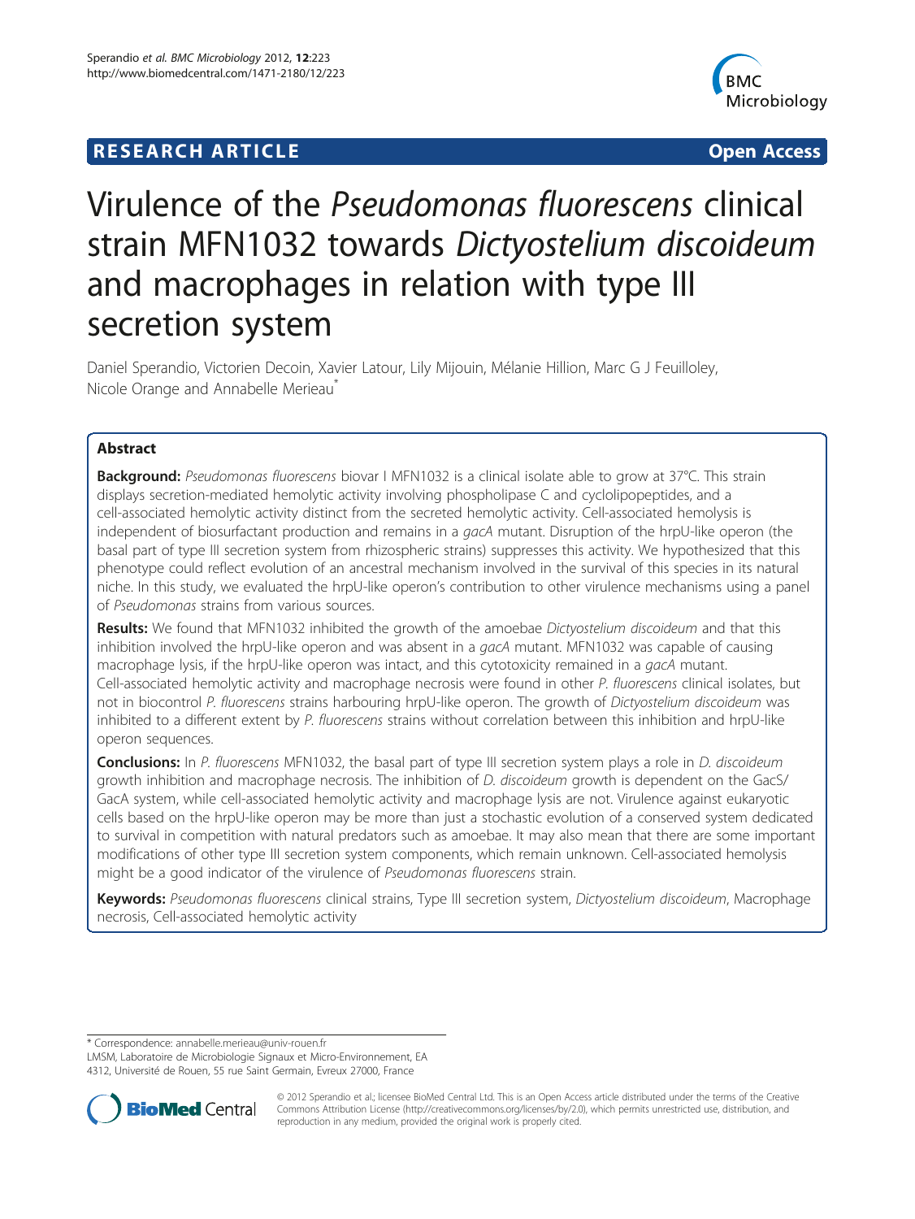**RESEARCH ARTICLE** **Open Access**

# Virulence of the *Pseudomonas fluorescens* clinical strain MFN1032 towards *Dictyostelium discoideum* and macrophages in relation with type III secretion system

Daniel Sperandio, Victorien Decoin, Xavier Latour, Lily Mijouin, Mélanie Hillion, Marc G J Feuilloley, Nicole Orange and Annabelle Merieau[*]

## Abstract

**Background:** *Pseudomonas fluorescens* biovar I MFN1032 is a clinical isolate able to grow at 37°C. This strain displays secretion-mediated hemolytic activity involving phospholipase C and cyclolipopeptides, and a cell-associated hemolytic activity distinct from the secreted hemolytic activity. Cell-associated hemolysis is independent of biosurfactant production and remains in a *gacA* mutant. Disruption of the hrpU-like operon (the basal part of type III secretion system from rhizospheric strains) suppresses this activity. We hypothesized that this phenotype could reflect evolution of an ancestral mechanism involved in the survival of this species in its natural niche. In this study, we evaluated the hrpU-like operon's contribution to other virulence mechanisms using a panel of *Pseudomonas* strains from various sources.

**Results:** We found that MFN1032 inhibited the growth of the amoebae *Dictyostelium discoideum* and that this inhibition involved the hrpU-like operon and was absent in a *gacA* mutant. MFN1032 was capable of causing macrophage lysis, if the hrpU-like operon was intact, and this cytotoxicity remained in a *gacA* mutant. Cell-associated hemolytic activity and macrophage necrosis were found in other *P. fluorescens* clinical isolates, but not in biocontrol *P. fluorescens* strains harbouring hrpU-like operon. The growth of *Dictyostelium discoideum* was inhibited to a different extent by *P. fluorescens* strains without correlation between this inhibition and hrpU-like operon sequences.

**Conclusions:** In *P. fluorescens* MFN1032, the basal part of type III secretion system plays a role in *D. discoideum* growth inhibition and macrophage necrosis. The inhibition of *D. discoideum* growth is dependent on the GacS/GacA system, while cell-associated hemolytic activity and macrophage lysis are not. Virulence against eukaryotic cells based on the hrpU-like operon may be more than just a stochastic evolution of a conserved system dedicated to survival in competition with natural predators such as amoebae. It may also mean that there are some important modifications of other type III secretion system components, which remain unknown. Cell-associated hemolysis might be a good indicator of the virulence of *Pseudomonas fluorescens* strain.

**Keywords:** *Pseudomonas fluorescens* clinical strains, Type III secretion system, *Dictyostelium discoideum*, Macrophage necrosis, Cell-associated hemolytic activity

---

[*] Correspondence: annabelle.merieau@univ-rouen.fr
LMSM, Laboratoire de Microbiologie Signaux et Micro-Environnement, EA 4312, Université de Rouen, 55 rue Saint Germain, Evreux 27000, France

© 2012 Sperandio et al.; licensee BioMed Central Ltd. This is an Open Access article distributed under the terms of the Creative Commons Attribution License (http://creativecommons.org/licenses/by/2.0), which permits unrestricted use, distribution, and reproduction in any medium, provided the original work is properly cited.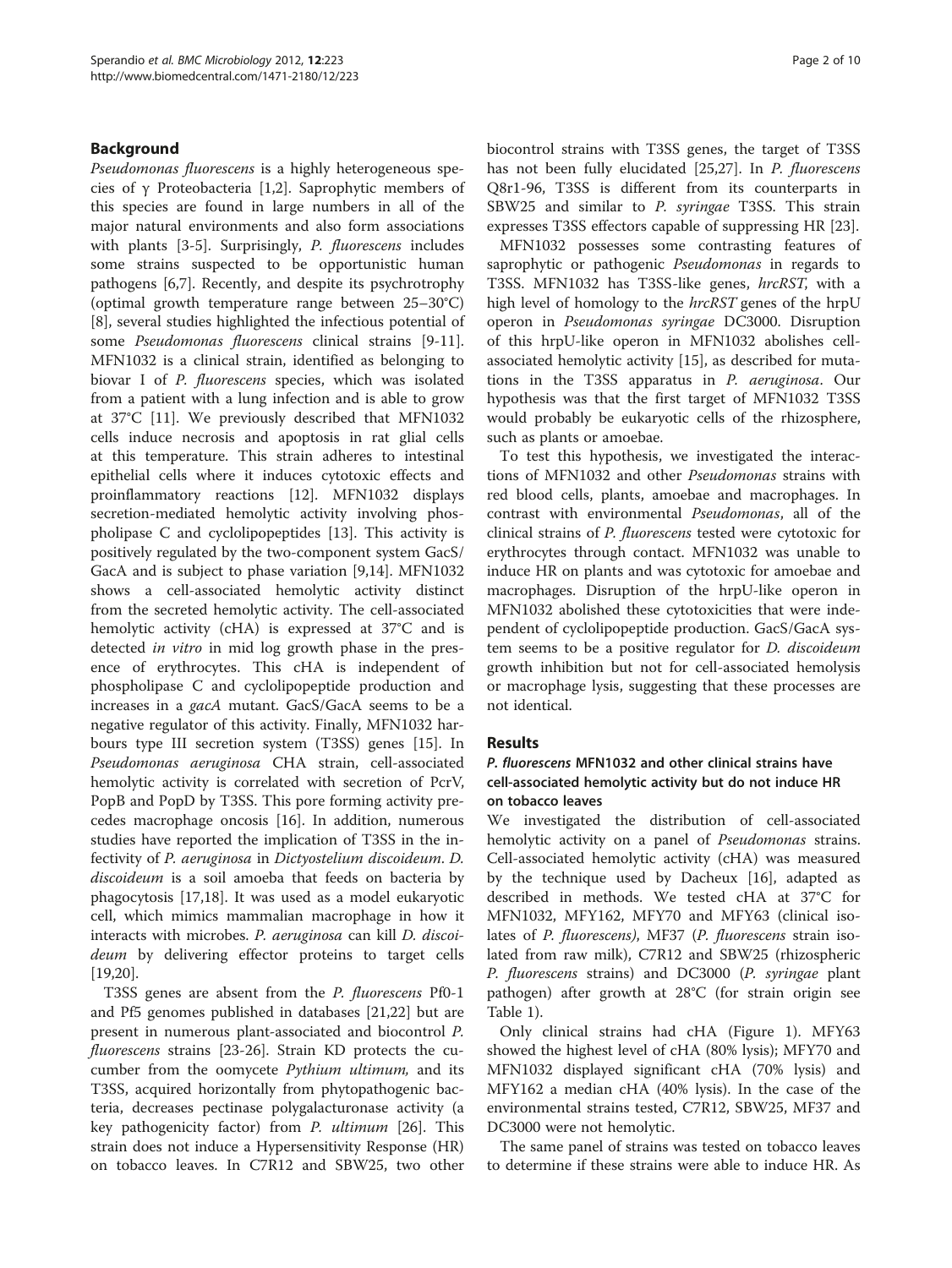## Background

*Pseudomonas fluorescens* is a highly heterogeneous species of γ Proteobacteria [1,2]. Saprophytic members of this species are found in large numbers in all of the major natural environments and also form associations with plants [3-5]. Surprisingly, *P. fluorescens* includes some strains suspected to be opportunistic human pathogens [6,7]. Recently, and despite its psychrotrophy (optimal growth temperature range between 25–30°C) [8], several studies highlighted the infectious potential of some *Pseudomonas fluorescens* clinical strains [9-11]. MFN1032 is a clinical strain, identified as belonging to biovar I of *P. fluorescens* species, which was isolated from a patient with a lung infection and is able to grow at 37°C [11]. We previously described that MFN1032 cells induce necrosis and apoptosis in rat glial cells at this temperature. This strain adheres to intestinal epithelial cells where it induces cytotoxic effects and proinflammatory reactions [12]. MFN1032 displays secretion-mediated hemolytic activity involving phospholipase C and cyclolipopeptides [13]. This activity is positively regulated by the two-component system GacS/GacA and is subject to phase variation [9,14]. MFN1032 shows a cell-associated hemolytic activity distinct from the secreted hemolytic activity. The cell-associated hemolytic activity (cHA) is expressed at 37°C and is detected *in vitro* in mid log growth phase in the presence of erythrocytes. This cHA is independent of phospholipase C and cyclolipopeptide production and increases in a *gacA* mutant. GacS/GacA seems to be a negative regulator of this activity. Finally, MFN1032 harbours type III secretion system (T3SS) genes [15]. In *Pseudomonas aeruginosa* CHA strain, cell-associated hemolytic activity is correlated with secretion of PcrV, PopB and PopD by T3SS. This pore forming activity precedes macrophage oncosis [16]. In addition, numerous studies have reported the implication of T3SS in the infectivity of *P. aeruginosa* in *Dictyostelium discoideum*. *D. discoideum* is a soil amoeba that feeds on bacteria by phagocytosis [17,18]. It was used as a model eukaryotic cell, which mimics mammalian macrophage in how it interacts with microbes. *P. aeruginosa* can kill *D. discoideum* by delivering effector proteins to target cells [19,20].

T3SS genes are absent from the *P. fluorescens* Pf0-1 and Pf5 genomes published in databases [21,22] but are present in numerous plant-associated and biocontrol *P. fluorescens* strains [23-26]. Strain KD protects the cucumber from the oomycete *Pythium ultimum,* and its T3SS, acquired horizontally from phytopathogenic bacteria, decreases pectinase polygalacturonase activity (a key pathogenicity factor) from *P. ultimum* [26]. This strain does not induce a Hypersensitivity Response (HR) on tobacco leaves. In C7R12 and SBW25, two other biocontrol strains with T3SS genes, the target of T3SS has not been fully elucidated [25,27]. In *P. fluorescens* Q8r1-96, T3SS is different from its counterparts in SBW25 and similar to *P. syringae* T3SS. This strain expresses T3SS effectors capable of suppressing HR [23].

MFN1032 possesses some contrasting features of saprophytic or pathogenic *Pseudomonas* in regards to T3SS. MFN1032 has T3SS-like genes, *hrcRST,* with a high level of homology to the *hrcRST* genes of the hrpU operon in *Pseudomonas syringae* DC3000. Disruption of this hrpU-like operon in MFN1032 abolishes cell-associated hemolytic activity [15], as described for mutations in the T3SS apparatus in *P. aeruginosa*. Our hypothesis was that the first target of MFN1032 T3SS would probably be eukaryotic cells of the rhizosphere, such as plants or amoebae.

To test this hypothesis, we investigated the interactions of MFN1032 and other *Pseudomonas* strains with red blood cells, plants, amoebae and macrophages. In contrast with environmental *Pseudomonas*, all of the clinical strains of *P. fluorescens* tested were cytotoxic for erythrocytes through contact. MFN1032 was unable to induce HR on plants and was cytotoxic for amoebae and macrophages. Disruption of the hrpU-like operon in MFN1032 abolished these cytotoxicities that were independent of cyclolipopeptide production. GacS/GacA system seems to be a positive regulator for *D. discoideum* growth inhibition but not for cell-associated hemolysis or macrophage lysis, suggesting that these processes are not identical.

## Results

### *P. fluorescens* MFN1032 and other clinical strains have cell-associated hemolytic activity but do not induce HR on tobacco leaves

We investigated the distribution of cell-associated hemolytic activity on a panel of *Pseudomonas* strains. Cell-associated hemolytic activity (cHA) was measured by the technique used by Dacheux [16], adapted as described in methods. We tested cHA at 37°C for MFN1032, MFY162, MFY70 and MFY63 (clinical isolates of *P. fluorescens),* MF37 (*P. fluorescens* strain isolated from raw milk), C7R12 and SBW25 (rhizospheric *P. fluorescens* strains) and DC3000 (*P. syringae* plant pathogen) after growth at 28°C (for strain origin see Table 1).

Only clinical strains had cHA (Figure 1). MFY63 showed the highest level of cHA (80% lysis); MFY70 and MFN1032 displayed significant cHA (70% lysis) and MFY162 a median cHA (40% lysis). In the case of the environmental strains tested, C7R12, SBW25, MF37 and DC3000 were not hemolytic.

The same panel of strains was tested on tobacco leaves to determine if these strains were able to induce HR. As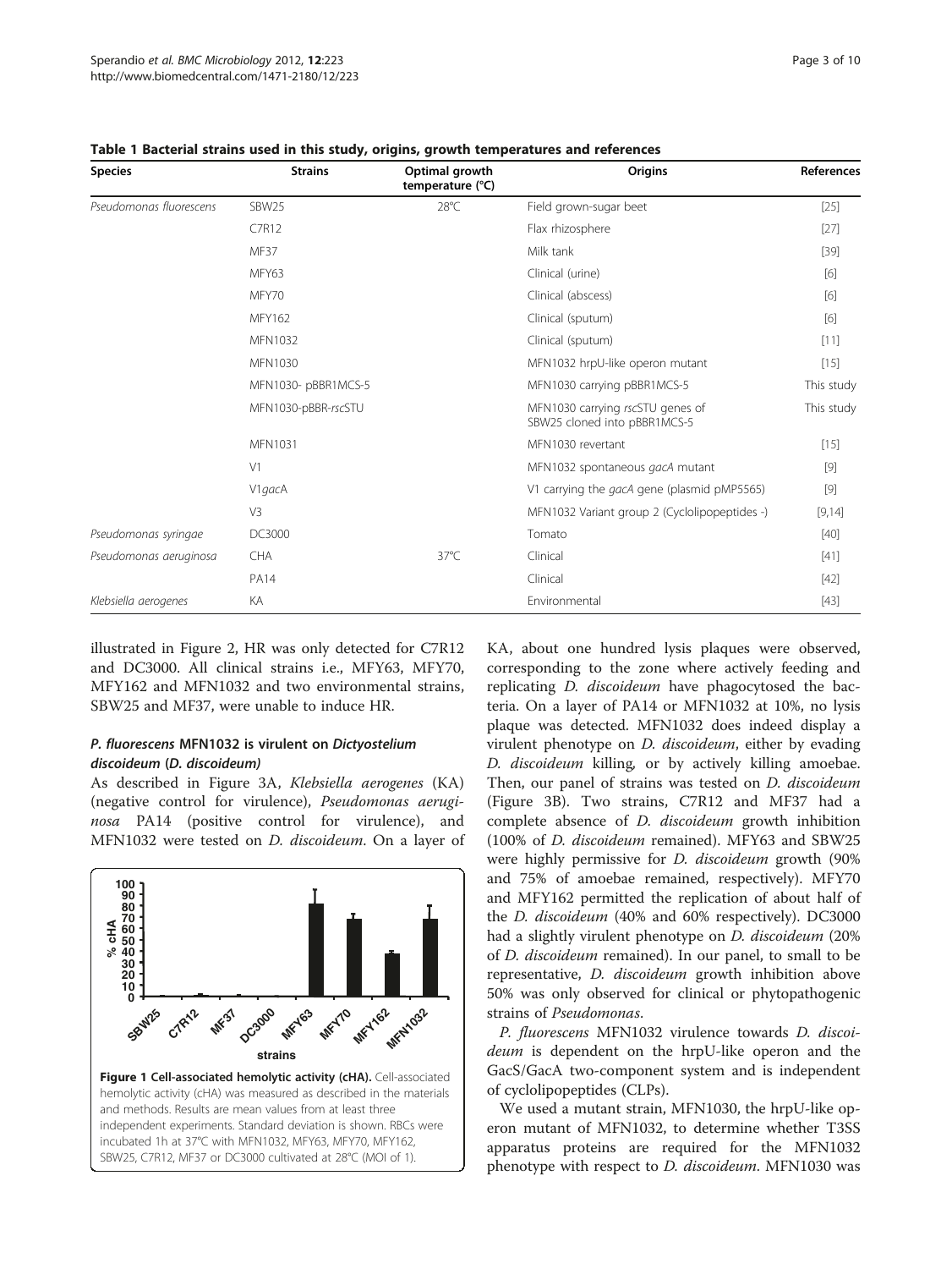**Table 1 Bacterial strains used in this study, origins, growth temperatures and references**

| Species | Strains | Optimal growth temperature (°C) | Origins | References |
|---|---|---|---|---|
| *Pseudomonas fluorescens* | SBW25 | 28°C | Field grown-sugar beet | [25] |
| | C7R12 | | Flax rhizosphere | [27] |
| | MF37 | | Milk tank | [39] |
| | MFY63 | | Clinical (urine) | [6] |
| | MFY70 | | Clinical (abscess) | [6] |
| | MFY162 | | Clinical (sputum) | [6] |
| | MFN1032 | | Clinical (sputum) | [11] |
| | MFN1030 | | MFN1032 hrpU-like operon mutant | [15] |
| | MFN1030- pBBR1MCS-5 | | MFN1030 carrying pBBR1MCS-5 | This study |
| | MFN1030-pBBR-*rsc*STU | | MFN1030 carrying *rsc*STU genes of SBW25 cloned into pBBR1MCS-5 | This study |
| | MFN1031 | | MFN1030 revertant | [15] |
| | V1 | | MFN1032 spontaneous *gacA* mutant | [9] |
| | V1*gacA* | | V1 carrying the *gacA* gene (plasmid pMP5565) | [9] |
| | V3 | | MFN1032 Variant group 2 (Cyclolipopeptides -) | [9,14] |
| *Pseudomonas syringae* | DC3000 | | Tomato | [40] |
| *Pseudomonas aeruginosa* | CHA | 37°C | Clinical | [41] |
| | PA14 | | Clinical | [42] |
| *Klebsiella aerogenes* | KA | | Environmental | [43] |

illustrated in Figure 2, HR was only detected for C7R12 and DC3000. All clinical strains i.e., MFY63, MFY70, MFY162 and MFN1032 and two environmental strains, SBW25 and MF37, were unable to induce HR.

### *P. fluorescens* MFN1032 is virulent on *Dictyostelium discoideum* (*D. discoideum*)

As described in Figure 3A, *Klebsiella aerogenes* (KA) (negative control for virulence), *Pseudomonas aeruginosa* PA14 (positive control for virulence), and MFN1032 were tested on *D. discoideum*. On a layer of KA, about one hundred lysis plaques were observed, corresponding to the zone where actively feeding and replicating *D. discoideum* have phagocytosed the bacteria. On a layer of PA14 or MFN1032 at 10%, no lysis plaque was detected. MFN1032 does indeed display a virulent phenotype on *D. discoideum*, either by evading *D. discoideum* killing, or by actively killing amoebae. Then, our panel of strains was tested on *D. discoideum* (Figure 3B). Two strains, C7R12 and MF37 had a complete absence of *D. discoideum* growth inhibition (100% of *D. discoideum* remained). MFY63 and SBW25 were highly permissive for *D. discoideum* growth (90% and 75% of amoebae remained, respectively). MFY70 and MFY162 permitted the replication of about half of the *D. discoideum* (40% and 60% respectively). DC3000 had a slightly virulent phenotype on *D. discoideum* (20% of *D. discoideum* remained). In our panel, to small to be representative, *D. discoideum* growth inhibition above 50% was only observed for clinical or phytopathogenic strains of *Pseudomonas*.

*P. fluorescens* MFN1032 virulence towards *D. discoideum* is dependent on the hrpU-like operon and the GacS/GacA two-component system and is independent of cyclolipopeptides (CLPs).

We used a mutant strain, MFN1030, the hrpU-like operon mutant of MFN1032, to determine whether T3SS apparatus proteins are required for the MFN1032 phenotype with respect to *D. discoideum*. MFN1030 was

**Figure 1 Cell-associated hemolytic activity (cHA).** Cell-associated hemolytic activity (cHA) was measured as described in the materials and methods. Results are mean values from at least three independent experiments. Standard deviation is shown. RBCs were incubated 1h at 37°C with MFN1032, MFY63, MFY70, MFY162, SBW25, C7R12, MF37 or DC3000 cultivated at 28°C (MOI of 1).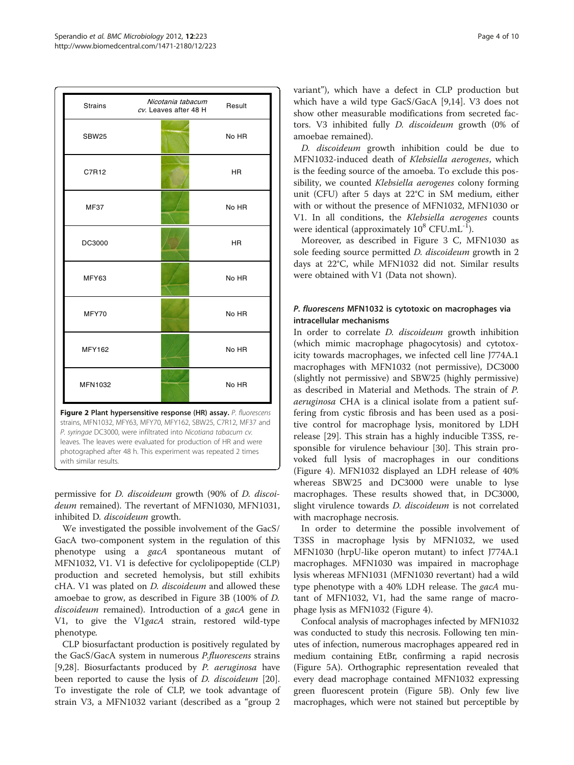| Strains | *Nicotiana tabacum cv.* Leaves after 48 H | Result |
|---|---|---|
| SBW25 | | No HR |
| C7R12 | | HR |
| MF37 | | No HR |
| DC3000 | | HR |
| MFY63 | | No HR |
| MFY70 | | No HR |
| MFY162 | | No HR |
| MFN1032 | | No HR |

**Figure 2 Plant hypersensitive response (HR) assay.** *P. fluorescens* strains, MFN1032, MFY63, MFY70, MFY162, SBW25, C7R12, MF37 and *P. syringae* DC3000, were infiltrated into *Nicotiana tabacum cv.* leaves. The leaves were evaluated for production of HR and were photographed after 48 h. This experiment was repeated 2 times with similar results.

permissive for *D. discoideum* growth (90% of *D. discoideum* remained). The revertant of MFN1030, MFN1031, inhibited D. *discoideum* growth.

We investigated the possible involvement of the GacS/GacA two-component system in the regulation of this phenotype using a *gacA* spontaneous mutant of MFN1032, V1. V1 is defective for cyclolipopeptide (CLP) production and secreted hemolysis, but still exhibits cHA. V1 was plated on *D. discoideum* and allowed these amoebae to grow, as described in Figure 3B (100% of *D. discoideum* remained). Introduction of a *gacA* gene in V1, to give the V1*gacA* strain, restored wild-type phenotype.

CLP biosurfactant production is positively regulated by the GacS/GacA system in numerous *P.fluorescens* strains [9,28]. Biosurfactants produced by *P. aeruginosa* have been reported to cause the lysis of *D. discoideum* [20]. To investigate the role of CLP, we took advantage of strain V3, a MFN1032 variant (described as a "group 2 variant"), which have a defect in CLP production but which have a wild type GacS/GacA [9,14]. V3 does not show other measurable modifications from secreted factors. V3 inhibited fully *D. discoideum* growth (0% of amoebae remained).

*D. discoideum* growth inhibition could be due to MFN1032-induced death of *Klebsiella aerogenes*, which is the feeding source of the amoeba. To exclude this possibility, we counted *Klebsiella aerogenes* colony forming unit (CFU) after 5 days at 22°C in SM medium, either with or without the presence of MFN1032, MFN1030 or V1. In all conditions, the *Klebsiella aerogenes* counts were identical (approximately $10^8$ CFU.mL$^{-1}$).

Moreover, as described in Figure 3 C, MFN1030 as sole feeding source permitted *D. discoideum* growth in 2 days at 22°C, while MFN1032 did not. Similar results were obtained with V1 (Data not shown).

### *P. fluorescens* MFN1032 is cytotoxic on macrophages via intracellular mechanisms

In order to correlate *D. discoideum* growth inhibition (which mimic macrophage phagocytosis) and cytotoxicity towards macrophages, we infected cell line J774A.1 macrophages with MFN1032 (not permissive), DC3000 (slightly not permissive) and SBW25 (highly permissive) as described in Material and Methods. The strain of *P. aeruginosa* CHA is a clinical isolate from a patient suffering from cystic fibrosis and has been used as a positive control for macrophage lysis, monitored by LDH release [29]. This strain has a highly inducible T3SS, responsible for virulence behaviour [30]. This strain provoked full lysis of macrophages in our conditions (Figure 4). MFN1032 displayed an LDH release of 40% whereas SBW25 and DC3000 were unable to lyse macrophages. These results showed that, in DC3000, slight virulence towards *D. discoideum* is not correlated with macrophage necrosis.

In order to determine the possible involvement of T3SS in macrophage lysis by MFN1032, we used MFN1030 (hrpU-like operon mutant) to infect J774A.1 macrophages. MFN1030 was impaired in macrophage lysis whereas MFN1031 (MFN1030 revertant) had a wild type phenotype with a 40% LDH release. The *gacA* mutant of MFN1032, V1, had the same range of macrophage lysis as MFN1032 (Figure 4).

Confocal analysis of macrophages infected by MFN1032 was conducted to study this necrosis. Following ten minutes of infection, numerous macrophages appeared red in medium containing EtBr, confirming a rapid necrosis (Figure 5A). Orthographic representation revealed that every dead macrophage contained MFN1032 expressing green fluorescent protein (Figure 5B). Only few live macrophages, which were not stained but perceptible by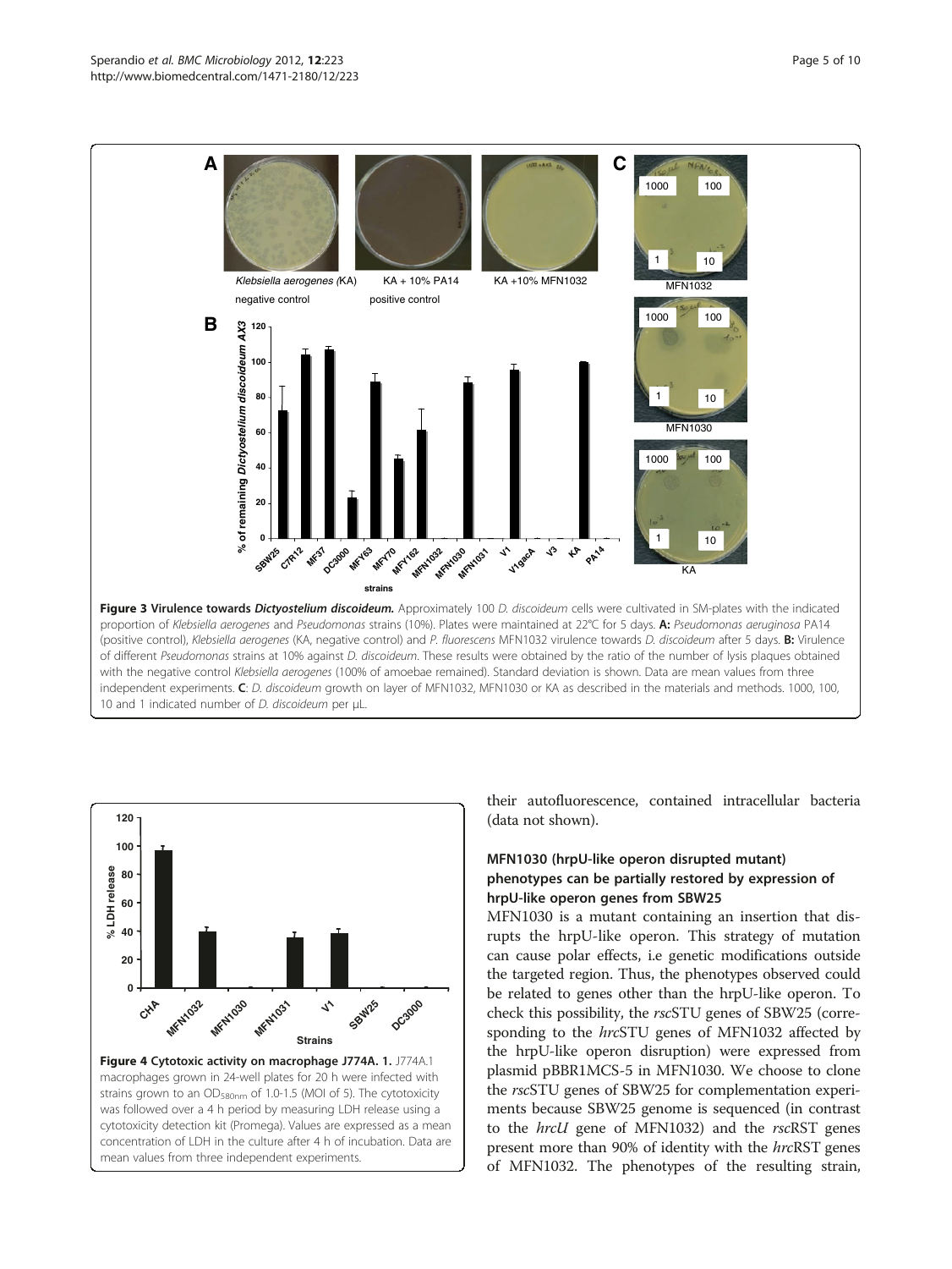**Figure 3 Virulence towards *Dictyostelium discoideum*.** Approximately 100 *D. discoideum* cells were cultivated in SM-plates with the indicated proportion of *Klebsiella aerogenes* and *Pseudomonas* strains (10%). Plates were maintained at 22°C for 5 days. **A:** *Pseudomonas aeruginosa* PA14 (positive control), *Klebsiella aerogenes* (KA, negative control) and *P. fluorescens* MFN1032 virulence towards *D. discoideum* after 5 days. **B:** Virulence of different *Pseudomonas* strains at 10% against *D. discoideum*. These results were obtained by the ratio of the number of lysis plaques obtained with the negative control *Klebsiella aerogenes* (100% of amoebae remained). Standard deviation is shown. Data are mean values from three independent experiments. **C**: *D. discoideum* growth on layer of MFN1032, MFN1030 or KA as described in the materials and methods. 1000, 100, 10 and 1 indicated number of *D. discoideum* per µL.

**Figure 4 Cytotoxic activity on macrophage J774A. 1.** J774A.1 macrophages grown in 24-well plates for 20 h were infected with strains grown to an $OD_{580nm}$ of 1.0-1.5 (MOI of 5). The cytotoxicity was followed over a 4 h period by measuring LDH release using a cytotoxicity detection kit (Promega). Values are expressed as a mean concentration of LDH in the culture after 4 h of incubation. Data are mean values from three independent experiments.

their autofluorescence, contained intracellular bacteria (data not shown).

### MFN1030 (hrpU-like operon disrupted mutant) phenotypes can be partially restored by expression of hrpU-like operon genes from SBW25

MFN1030 is a mutant containing an insertion that disrupts the hrpU-like operon. This strategy of mutation can cause polar effects, i.e genetic modifications outside the targeted region. Thus, the phenotypes observed could be related to genes other than the hrpU-like operon. To check this possibility, the *rsc*STU genes of SBW25 (corresponding to the *hrc*STU genes of MFN1032 affected by the hrpU-like operon disruption) were expressed from plasmid pBBR1MCS-5 in MFN1030. We choose to clone the *rsc*STU genes of SBW25 for complementation experiments because SBW25 genome is sequenced (in contrast to the *hrcU* gene of MFN1032) and the *rsc*RST genes present more than 90% of identity with the *hrc*RST genes of MFN1032. The phenotypes of the resulting strain,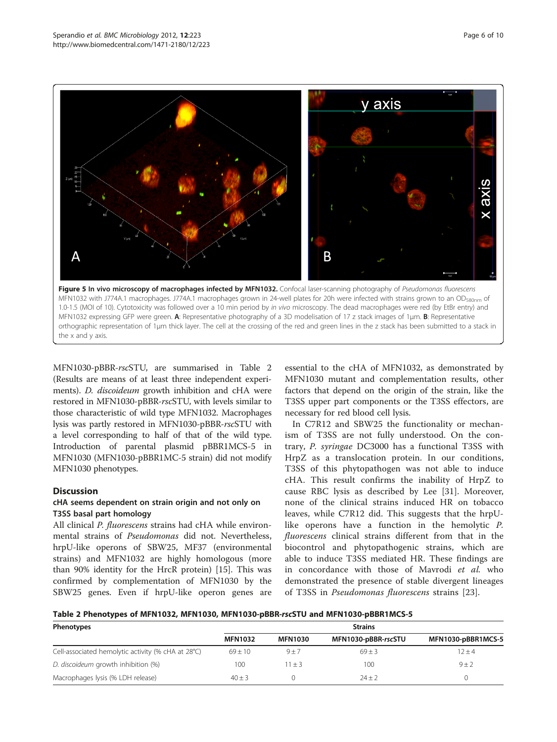**Figure 5 In vivo microscopy of macrophages infected by MFN1032.** Confocal laser-scanning photography of *Pseudomonas fluorescens* MFN1032 with J774A.1 macrophages. J774A.1 macrophages grown in 24-well plates for 20h were infected with strains grown to an $OD_{580nm}$ of 1.0-1.5 (MOI of 10). Cytotoxicity was followed over a 10 min period by *in vivo* microscopy. The dead macrophages were red (by EtBr entry) and MFN1032 expressing GFP were green. **A**: Representative photography of a 3D modelisation of 17 z stack images of 1μm. **B**: Representative orthographic representation of 1μm thick layer. The cell at the crossing of the red and green lines in the z stack has been submitted to a stack in the x and y axis.

MFN1030-pBBR-*rsc*STU, are summarised in Table 2 (Results are means of at least three independent experiments). *D. discoideum* growth inhibition and cHA were restored in MFN1030-pBBR-*rsc*STU, with levels similar to those characteristic of wild type MFN1032. Macrophages lysis was partly restored in MFN1030-pBBR-*rsc*STU with a level corresponding to half of that of the wild type. Introduction of parental plasmid pBBR1MCS-5 in MFN1030 (MFN1030-pBBR1MC-5 strain) did not modify MFN1030 phenotypes.

## Discussion

### cHA seems dependent on strain origin and not only on T3SS basal part homology

All clinical *P. fluorescens* strains had cHA while environmental strains of *Pseudomonas* did not. Nevertheless, hrpU-like operons of SBW25, MF37 (environmental strains) and MFN1032 are highly homologous (more than 90% identity for the HrcR protein) [15]. This was confirmed by complementation of MFN1030 by the SBW25 genes. Even if hrpU-like operon genes are essential to the cHA of MFN1032, as demonstrated by MFN1030 mutant and complementation results, other factors that depend on the origin of the strain, like the T3SS upper part components or the T3SS effectors, are necessary for red blood cell lysis.

In C7R12 and SBW25 the functionality or mechanism of T3SS are not fully understood. On the contrary, *P. syringae* DC3000 has a functional T3SS with HrpZ as a translocation protein. In our conditions, T3SS of this phytopathogen was not able to induce cHA. This result confirms the inability of HrpZ to cause RBC lysis as described by Lee [31]. Moreover, none of the clinical strains induced HR on tobacco leaves, while C7R12 did. This suggests that the hrpU-like operons have a function in the hemolytic *P. fluorescens* clinical strains different from that in the biocontrol and phytopathogenic strains, which are able to induce T3SS mediated HR. These findings are in concordance with those of Mavrodi *et al.* who demonstrated the presence of stable divergent lineages of T3SS in *Pseudomonas fluorescens* strains [23].

**Table 2 Phenotypes of MFN1032, MFN1030, MFN1030-pBBR-*rsc*STU and MFN1030-pBBR1MCS-5**

| Phenotypes | Strains | | | |
|---|---|---|---|---|
| | MFN1032 | MFN1030 | MFN1030-pBBR-*rsc*STU | MFN1030-pBBR1MCS-5 |
| Cell-associated hemolytic activity (% cHA at 28°C) | 69 ± 10 | 9 ± 7 | 69 ± 3 | 12 ± 4 |
| *D. discoideum* growth inhibition (%) | 100 | 11 ± 3 | 100 | 9 ± 2 |
| Macrophages lysis (% LDH release) | 40 ± 3 | 0 | 24 ± 2 | 0 |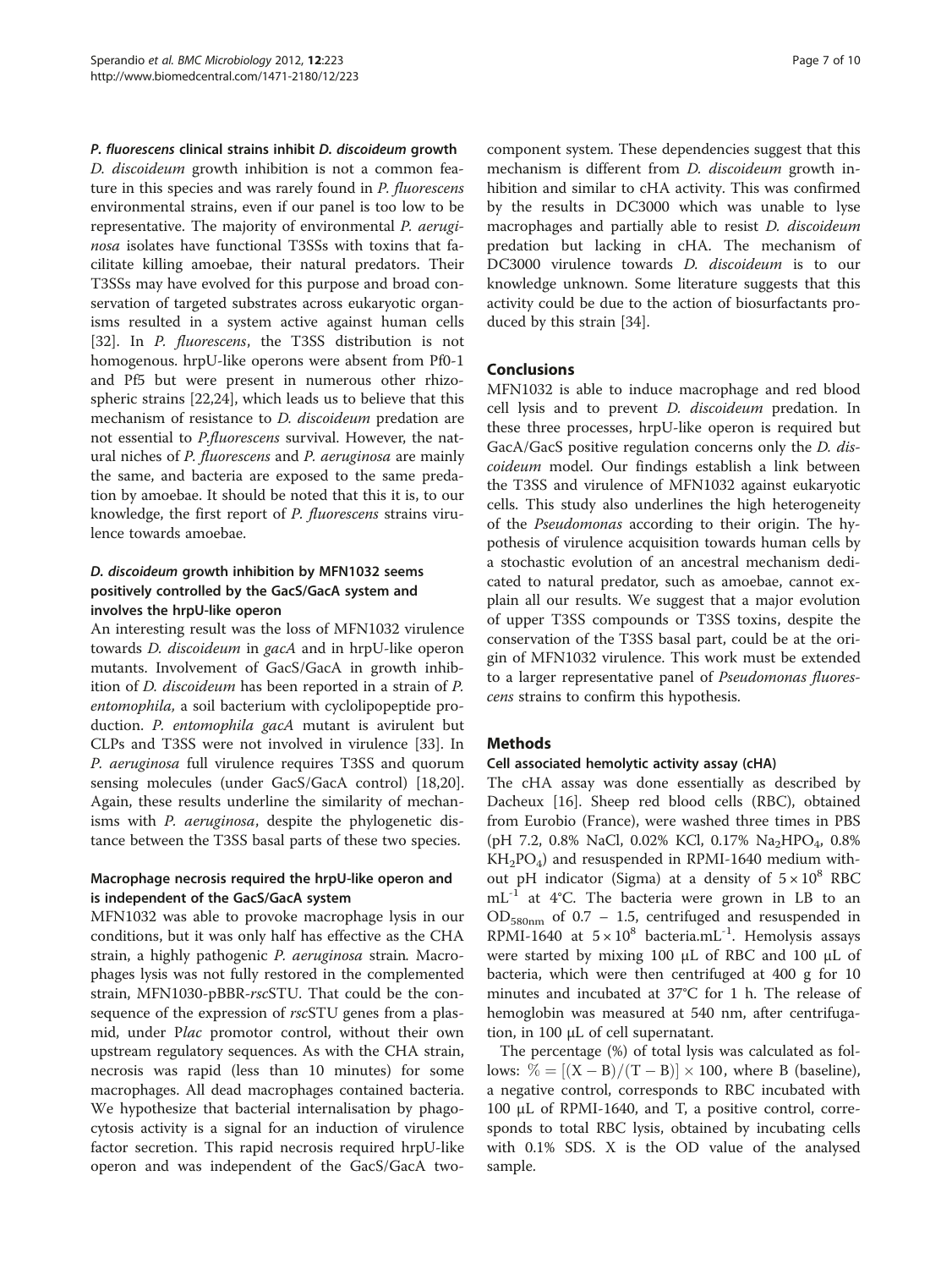#### *P. fluorescens* clinical strains inhibit *D. discoideum* growth

*D. discoideum* growth inhibition is not a common feature in this species and was rarely found in *P. fluorescens* environmental strains, even if our panel is too low to be representative. The majority of environmental *P. aeruginosa* isolates have functional T3SSs with toxins that facilitate killing amoebae, their natural predators. Their T3SSs may have evolved for this purpose and broad conservation of targeted substrates across eukaryotic organisms resulted in a system active against human cells [32]. In *P. fluorescens*, the T3SS distribution is not homogenous. hrpU-like operons were absent from Pf0-1 and Pf5 but were present in numerous other rhizospheric strains [22,24], which leads us to believe that this mechanism of resistance to *D. discoideum* predation are not essential to *P.fluorescens* survival. However, the natural niches of *P. fluorescens* and *P. aeruginosa* are mainly the same, and bacteria are exposed to the same predation by amoebae. It should be noted that this it is, to our knowledge, the first report of *P. fluorescens* strains virulence towards amoebae.

#### *D. discoideum* growth inhibition by MFN1032 seems positively controlled by the GacS/GacA system and involves the hrpU-like operon

An interesting result was the loss of MFN1032 virulence towards *D. discoideum* in *gacA* and in hrpU-like operon mutants. Involvement of GacS/GacA in growth inhibition of *D. discoideum* has been reported in a strain of *P. entomophila*, a soil bacterium with cyclolipopeptide production. *P. entomophila gacA* mutant is avirulent but CLPs and T3SS were not involved in virulence [33]. In *P. aeruginosa* full virulence requires T3SS and quorum sensing molecules (under GacS/GacA control) [18,20]. Again, these results underline the similarity of mechanisms with *P. aeruginosa*, despite the phylogenetic distance between the T3SS basal parts of these two species.

#### Macrophage necrosis required the hrpU-like operon and is independent of the GacS/GacA system

MFN1032 was able to provoke macrophage lysis in our conditions, but it was only half has effective as the CHA strain, a highly pathogenic *P. aeruginosa* strain*.* Macrophages lysis was not fully restored in the complemented strain, MFN1030-pBBR-*rsc*STU. That could be the consequence of the expression of *rsc*STU genes from a plasmid, under P*lac* promotor control, without their own upstream regulatory sequences. As with the CHA strain, necrosis was rapid (less than 10 minutes) for some macrophages. All dead macrophages contained bacteria. We hypothesize that bacterial internalisation by phagocytosis activity is a signal for an induction of virulence factor secretion. This rapid necrosis required hrpU-like operon and was independent of the GacS/GacA two-component system. These dependencies suggest that this mechanism is different from *D. discoideum* growth inhibition and similar to cHA activity. This was confirmed by the results in DC3000 which was unable to lyse macrophages and partially able to resist *D. discoideum* predation but lacking in cHA. The mechanism of DC3000 virulence towards *D. discoideum* is to our knowledge unknown. Some literature suggests that this activity could be due to the action of biosurfactants produced by this strain [34].

## Conclusions

MFN1032 is able to induce macrophage and red blood cell lysis and to prevent *D. discoideum* predation. In these three processes, hrpU-like operon is required but GacA/GacS positive regulation concerns only the *D. discoideum* model. Our findings establish a link between the T3SS and virulence of MFN1032 against eukaryotic cells. This study also underlines the high heterogeneity of the *Pseudomonas* according to their origin. The hypothesis of virulence acquisition towards human cells by a stochastic evolution of an ancestral mechanism dedicated to natural predator, such as amoebae, cannot explain all our results. We suggest that a major evolution of upper T3SS compounds or T3SS toxins, despite the conservation of the T3SS basal part, could be at the origin of MFN1032 virulence. This work must be extended to a larger representative panel of *Pseudomonas fluorescens* strains to confirm this hypothesis.

## Methods

#### Cell associated hemolytic activity assay (cHA)

The cHA assay was done essentially as described by Dacheux [16]. Sheep red blood cells (RBC), obtained from Eurobio (France), were washed three times in PBS (pH 7.2, 0.8% NaCl, 0.02% KCl, 0.17% $Na_2HPO_4$, 0.8% $KH_2PO_4$) and resuspended in RPMI-1640 medium without pH indicator (Sigma) at a density of $5 \times 10^8$ RBC $mL^{-1}$ at 4°C. The bacteria were grown in LB to an $OD_{580nm}$ of 0.7 – 1.5, centrifuged and resuspended in RPMI-1640 at $5 \times 10^8$ bacteria.$mL^{-1}$. Hemolysis assays were started by mixing 100 μL of RBC and 100 μL of bacteria, which were then centrifuged at 400 g for 10 minutes and incubated at 37°C for 1 h. The release of hemoglobin was measured at 540 nm, after centrifugation, in 100 μL of cell supernatant.

The percentage (%) of total lysis was calculated as follows: $\% = [(X - B)/(T - B)] \times 100$, where B (baseline), a negative control, corresponds to RBC incubated with 100 μL of RPMI-1640, and T, a positive control, corresponds to total RBC lysis, obtained by incubating cells with 0.1% SDS. X is the OD value of the analysed sample.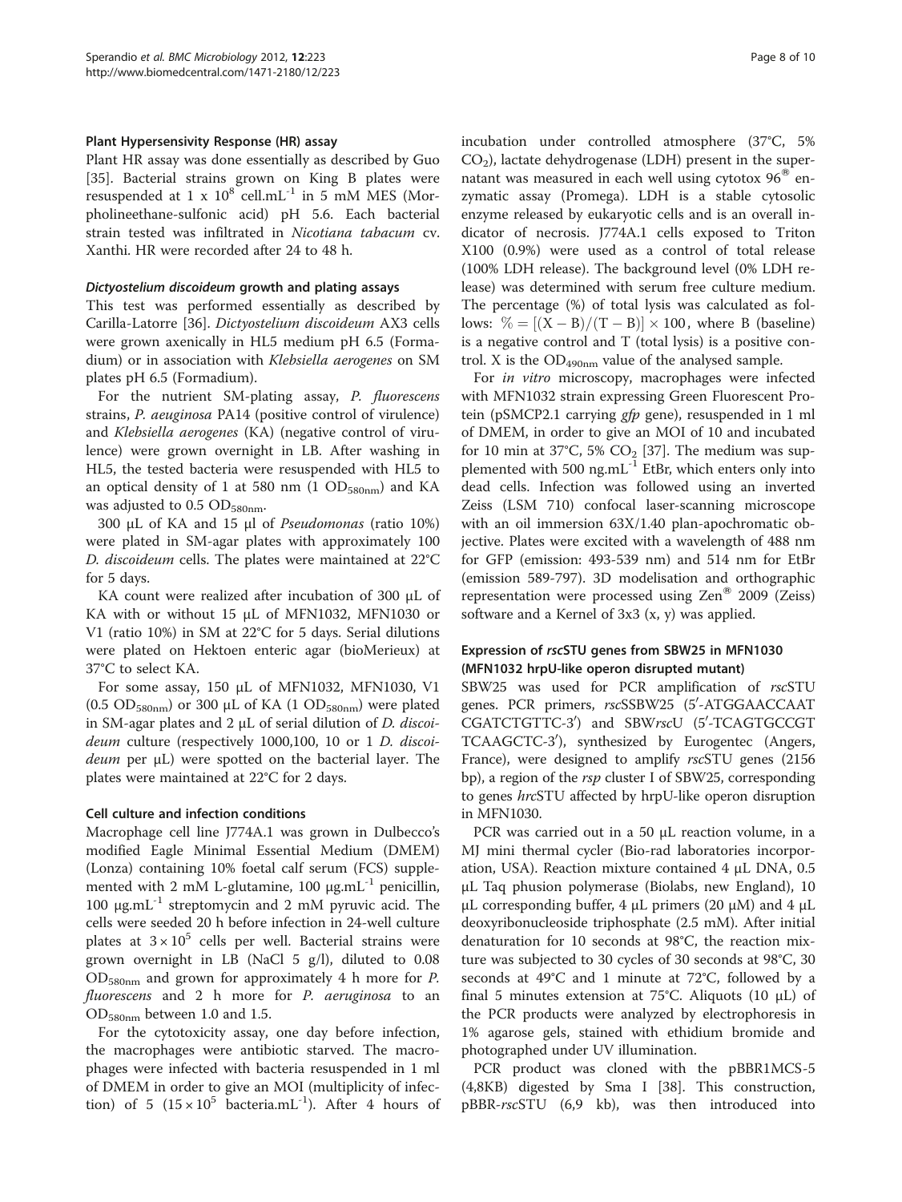### Plant Hypersensivity Response (HR) assay

Plant HR assay was done essentially as described by Guo [35]. Bacterial strains grown on King B plates were resuspended at $1 \times 10^8$ cell.mL$^{-1}$ in 5 mM MES (Morpholineethane-sulfonic acid) pH 5.6. Each bacterial strain tested was infiltrated in *Nicotiana tabacum* cv. Xanthi. HR were recorded after 24 to 48 h.

### *Dictyostelium discoideum* growth and plating assays

This test was performed essentially as described by Carilla-Latorre [36]. *Dictyostelium discoideum* AX3 cells were grown axenically in HL5 medium pH 6.5 (Formadium) or in association with *Klebsiella aerogenes* on SM plates pH 6.5 (Formadium).

For the nutrient SM-plating assay, *P. fluorescens* strains, *P. aeuginosa* PA14 (positive control of virulence) and *Klebsiella aerogenes* (KA) (negative control of virulence) were grown overnight in LB. After washing in HL5, the tested bacteria were resuspended with HL5 to an optical density of 1 at 580 nm (1 $OD_{580nm}$) and KA was adjusted to 0.5 $OD_{580nm}$.

300 µL of KA and 15 µl of *Pseudomonas* (ratio 10%) were plated in SM-agar plates with approximately 100 *D. discoideum* cells. The plates were maintained at 22°C for 5 days.

KA count were realized after incubation of 300 µL of KA with or without 15 µL of MFN1032, MFN1030 or V1 (ratio 10%) in SM at 22°C for 5 days. Serial dilutions were plated on Hektoen enteric agar (bioMerieux) at 37°C to select KA.

For some assay, 150 µL of MFN1032, MFN1030, V1 (0.5 $OD_{580nm}$) or 300 µL of KA (1 $OD_{580nm}$) were plated in SM-agar plates and 2 µL of serial dilution of *D. discoideum* culture (respectively 1000,100, 10 or 1 *D. discoideum* per µL) were spotted on the bacterial layer. The plates were maintained at 22°C for 2 days.

### Cell culture and infection conditions

Macrophage cell line J774A.1 was grown in Dulbecco's modified Eagle Minimal Essential Medium (DMEM) (Lonza) containing 10% foetal calf serum (FCS) supplemented with 2 mM L-glutamine, 100 µg.mL$^{-1}$ penicillin, 100 µg.mL$^{-1}$ streptomycin and 2 mM pyruvic acid. The cells were seeded 20 h before infection in 24-well culture plates at $3 \times 10^5$ cells per well. Bacterial strains were grown overnight in LB (NaCl 5 g/l), diluted to 0.08 $OD_{580nm}$ and grown for approximately 4 h more for *P. fluorescens* and 2 h more for *P. aeruginosa* to an $OD_{580nm}$ between 1.0 and 1.5.

For the cytotoxicity assay, one day before infection, the macrophages were antibiotic starved. The macrophages were infected with bacteria resuspended in 1 ml of DMEM in order to give an MOI (multiplicity of infection) of 5 ($15 \times 10^5$ bacteria.mL$^{-1}$). After 4 hours of incubation under controlled atmosphere (37°C, 5% $CO_2$), lactate dehydrogenase (LDH) present in the supernatant was measured in each well using cytotox 96® enzymatic assay (Promega). LDH is a stable cytosolic enzyme released by eukaryotic cells and is an overall indicator of necrosis. J774A.1 cells exposed to Triton X100 (0.9%) were used as a control of total release (100% LDH release). The background level (0% LDH release) was determined with serum free culture medium. The percentage (%) of total lysis was calculated as follows: $\% = [(X - B)/(T - B)] \times 100$, where B (baseline) is a negative control and T (total lysis) is a positive control. X is the $OD_{490nm}$ value of the analysed sample.

For *in vitro* microscopy, macrophages were infected with MFN1032 strain expressing Green Fluorescent Protein (pSMCP2.1 carrying *gfp* gene), resuspended in 1 ml of DMEM, in order to give an MOI of 10 and incubated for 10 min at 37°C, 5% $CO_2$ [37]. The medium was supplemented with 500 ng.mL$^{-1}$ EtBr, which enters only into dead cells. Infection was followed using an inverted Zeiss (LSM 710) confocal laser-scanning microscope with an oil immersion 63X/1.40 plan-apochromatic objective. Plates were excited with a wavelength of 488 nm for GFP (emission: 493-539 nm) and 514 nm for EtBr (emission 589-797). 3D modelisation and orthographic representation were processed using Zen® 2009 (Zeiss) software and a Kernel of 3x3 (x, y) was applied.

### Expression of *rsc*STU genes from SBW25 in MFN1030 (MFN1032 hrpU-like operon disrupted mutant)

SBW25 was used for PCR amplification of *rsc*STU genes. PCR primers, *rsc*SSBW25 (5′-ATGGAACCAAT CGATCTGTTC-3′) and SBW*rsc*U (5′-TCAGTGCCGT TCAAGCTC-3′), synthesized by Eurogentec (Angers, France), were designed to amplify *rsc*STU genes (2156 bp), a region of the *rsp* cluster I of SBW25, corresponding to genes *hrc*STU affected by hrpU-like operon disruption in MFN1030.

PCR was carried out in a 50 µL reaction volume, in a MJ mini thermal cycler (Bio-rad laboratories incorporation, USA). Reaction mixture contained 4 µL DNA, 0.5 µL Taq phusion polymerase (Biolabs, new England), 10 µL corresponding buffer, 4 µL primers (20 µM) and 4 µL deoxyribonucleoside triphosphate (2.5 mM). After initial denaturation for 10 seconds at 98°C, the reaction mixture was subjected to 30 cycles of 30 seconds at 98°C, 30 seconds at 49°C and 1 minute at 72°C, followed by a final 5 minutes extension at 75°C. Aliquots (10 µL) of the PCR products were analyzed by electrophoresis in 1% agarose gels, stained with ethidium bromide and photographed under UV illumination.

PCR product was cloned with the pBBR1MCS-5 (4,8KB) digested by Sma I [38]. This construction, pBBR-*rsc*STU (6,9 kb), was then introduced into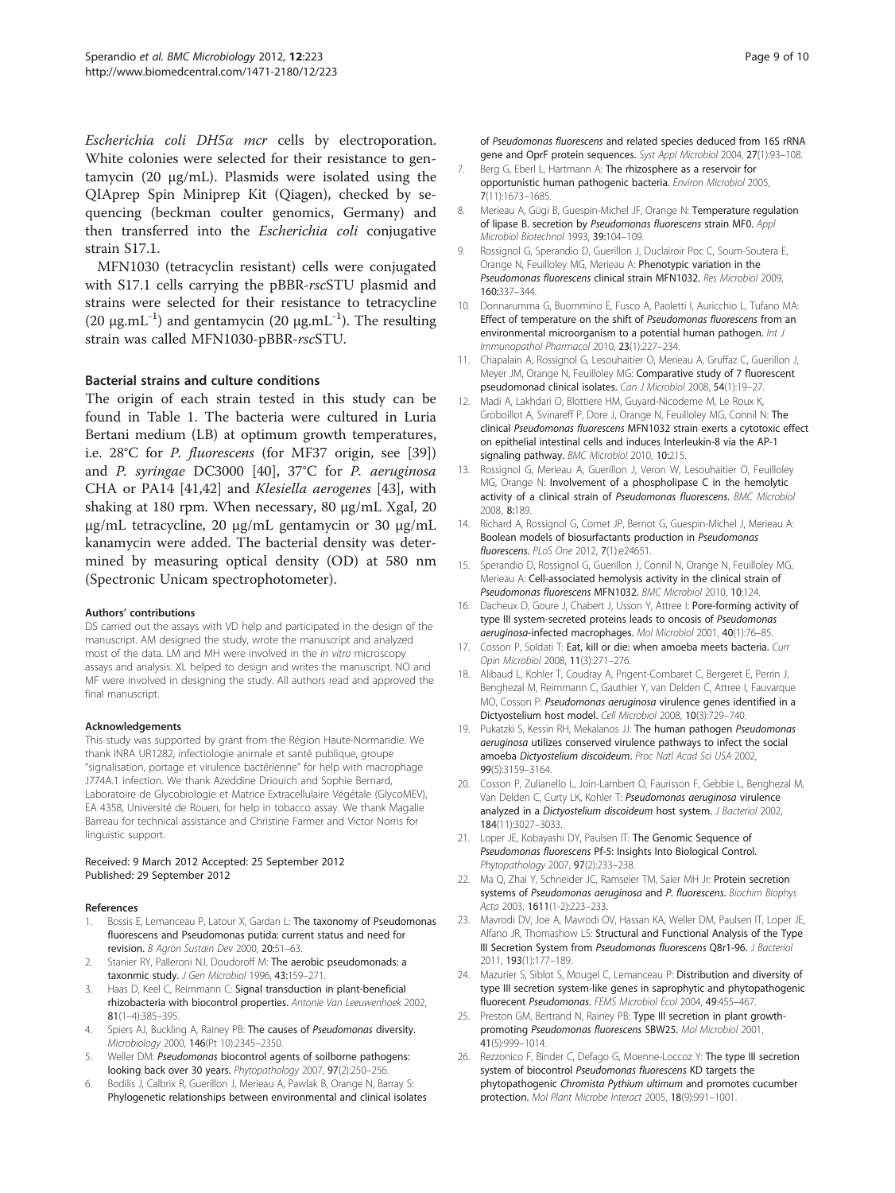*Escherichia coli DH5α mcr* cells by electroporation. White colonies were selected for their resistance to gentamycin (20 μg/mL). Plasmids were isolated using the QIAprep Spin Miniprep Kit (Qiagen), checked by sequencing (beckman coulter genomics, Germany) and then transferred into the *Escherichia coli* conjugative strain S17.1.

MFN1030 (tetracyclin resistant) cells were conjugated with S17.1 cells carrying the pBBR-*rsc*STU plasmid and strains were selected for their resistance to tetracycline (20 μg.mL$^{-1}$) and gentamycin (20 μg.mL$^{-1}$). The resulting strain was called MFN1030-pBBR-*rsc*STU.

### Bacterial strains and culture conditions

The origin of each strain tested in this study can be found in Table 1. The bacteria were cultured in Luria Bertani medium (LB) at optimum growth temperatures, i.e. 28°C for *P. fluorescens* (for MF37 origin, see [39]) and *P. syringae* DC3000 [40], 37°C for *P. aeruginosa* CHA or PA14 [41,42] and *Klesiella aerogenes* [43], with shaking at 180 rpm. When necessary, 80 μg/mL Xgal, 20 μg/mL tetracycline, 20 μg/mL gentamycin or 30 μg/mL kanamycin were added. The bacterial density was determined by measuring optical density (OD) at 580 nm (Spectronic Unicam spectrophotometer).

#### Authors' contributions

DS carried out the assays with VD help and participated in the design of the manuscript. AM designed the study, wrote the manuscript and analyzed most of the data. LM and MH were involved in the *in vitro* microscopy assays and analysis. XL helped to design and writes the manuscript. NO and MF were involved in designing the study. All authors read and approved the final manuscript.

#### Acknowledgements

This study was supported by grant from the Région Haute-Normandie. We thank INRA UR1282, infectiologie animale et santé publique, groupe "signalisation, portage et virulence bactérienne" for help with macrophage J774A.1 infection. We thank Azeddine Driouich and Sophie Bernard, Laboratoire de Glycobiologie et Matrice Extracellulaire Végétale (GlycoMEV), EA 4358, Université de Rouen, for help in tobacco assay. We thank Magalie Barreau for technical assistance and Christine Farmer and Victor Norris for linguistic support.

Received: 9 March 2012 Accepted: 25 September 2012
Published: 29 September 2012

#### References

1. Bossis E, Lemanceau P, Latour X, Gardan L: **The taxonomy of Pseudomonas fluorescens and Pseudomonas putida: current status and need for revision.** *B Agron Sustain Dev* 2000, **20:**51–63.
2. Stanier RY, Palleroni NJ, Doudoroff M: **The aerobic pseudomonads: a taxonmic study.** *J Gen Microbiol* 1996, **43:**159–271.
3. Haas D, Keel C, Reimmann C: **Signal transduction in plant-beneficial rhizobacteria with biocontrol properties.** *Antonie Van Leeuwenhoek* 2002, **81**(1–4):385–395.
4. Spiers AJ, Buckling A, Rainey PB: **The causes of *Pseudomonas* diversity.** *Microbiology* 2000, **146**(Pt 10):2345–2350.
5. Weller DM: ***Pseudomonas* biocontrol agents of soilborne pathogens: looking back over 30 years.** *Phytopathology* 2007, **97**(2):250–256.
6. Bodilis J, Calbrix R, Guerillon J, Merieau A, Pawlak B, Orange N, Barray S: **Phylogenetic relationships between environmental and clinical isolates of *Pseudomonas fluorescens* and related species deduced from 16S rRNA gene and OprF protein sequences.** *Syst Appl Microbiol* 2004, **27**(1):93–108.
7. Berg G, Eberl L, Hartmann A: **The rhizosphere as a reservoir for opportunistic human pathogenic bacteria.** *Environ Microbiol* 2005, **7**(11):1673–1685.
8. Merieau A, Gügi B, Guespin-Michel JF, Orange N: **Temperature regulation of lipase B. secretion by *Pseudomonas fluorescens* strain MF0.** *Appl Microbiol Biotechnol* 1993, **39:**104–109.
9. Rossignol G, Sperandio D, Guerillon J, Duclairoir Poc C, Soum-Soutera E, Orange N, Feuilloley MG, Merieau A: **Phenotypic variation in the *Pseudomonas fluorescens* clinical strain MFN1032.** *Res Microbiol* 2009, **160:**337–344.
10. Donnarumma G, Buommino E, Fusco A, Paoletti I, Auricchio L, Tufano MA: **Effect of temperature on the shift of *Pseudomonas fluorescens* from an environmental microorganism to a potential human pathogen.** *Int J Immunopathol Pharmacol* 2010, **23**(1):227–234.
11. Chapalain A, Rossignol G, Lesouhaitier O, Merieau A, Gruffaz C, Guerillon J, Meyer JM, Orange N, Feuilloley MG: **Comparative study of 7 fluorescent pseudomonad clinical isolates.** *Can J Microbiol* 2008, **54**(1):19–27.
12. Madi A, Lakhdari O, Blottiere HM, Guyard-Nicodeme M, Le Roux K, Groboillot A, Svinareff P, Dore J, Orange N, Feuilloley MG, Connil N: **The clinical *Pseudomonas fluorescens* MFN1032 strain exerts a cytotoxic effect on epithelial intestinal cells and induces Interleukin-8 via the AP-1 signaling pathway.** *BMC Microbiol* 2010, **10:**215.
13. Rossignol G, Merieau A, Guerillon J, Veron W, Lesouhaitier O, Feuilloley MG, Orange N: **Involvement of a phospholipase C in the hemolytic activity of a clinical strain of *Pseudomonas fluorescens*.** *BMC Microbiol* 2008, **8:**189.
14. Richard A, Rossignol G, Comet JP, Bernot G, Guespin-Michel J, Merieau A: **Boolean models of biosurfactants production in *Pseudomonas fluorescens*.** *PLoS One* 2012, **7**(1):e24651.
15. Sperandio D, Rossignol G, Guerillon J, Connil N, Orange N, Feuilloley MG, Merieau A: **Cell-associated hemolysis activity in the clinical strain of *Pseudomonas fluorescens* MFN1032.** *BMC Microbiol* 2010, **10:**124.
16. Dacheux D, Goure J, Chabert J, Usson Y, Attree I: **Pore-forming activity of type III system-secreted proteins leads to oncosis of *Pseudomonas aeruginosa*-infected macrophages.** *Mol Microbiol* 2001, **40**(1):76–85.
17. Cosson P, Soldati T: **Eat, kill or die: when amoeba meets bacteria.** *Curr Opin Microbiol* 2008, **11**(3):271–276.
18. Alibaud L, Kohler T, Coudray A, Prigent-Combaret C, Bergeret E, Perrin J, Benghezal M, Reimmann C, Gauthier Y, van Delden C, Attree I, Fauvarque MO, Cosson P: ***Pseudomonas aeruginosa* virulence genes identified in a Dictyostelium host model.** *Cell Microbiol* 2008, **10**(3):729–740.
19. Pukatzki S, Kessin RH, Mekalanos JJ: **The human pathogen *Pseudomonas aeruginosa* utilizes conserved virulence pathways to infect the social amoeba *Dictyostelium discoideum*.** *Proc Natl Acad Sci USA* 2002, **99**(5):3159–3164.
20. Cosson P, Zulianello L, Join-Lambert O, Faurisson F, Gebbie L, Benghezal M, Van Delden C, Curty LK, Kohler T: ***Pseudomonas aeruginosa* virulence analyzed in a *Dictyostelium discoideum* host system.** *J Bacteriol* 2002, **184**(11):3027–3033.
21. Loper JE, Kobayashi DY, Paulsen IT: **The Genomic Sequence of *Pseudomonas fluorescens* Pf-5: Insights Into Biological Control.** *Phytopathology* 2007, **97**(2):233–238.
22. Ma Q, Zhai Y, Schneider JC, Ramseier TM, Saier MH Jr: **Protein secretion systems of *Pseudomonas aeruginosa* and *P. fluorescens*.** *Biochim Biophys Acta* 2003, **1611**(1-2):223–233.
23. Mavrodi DV, Joe A, Mavrodi OV, Hassan KA, Weller DM, Paulsen IT, Loper JE, Alfano JR, Thomashow LS: **Structural and Functional Analysis of the Type III Secretion System from *Pseudomonas fluorescens* Q8r1-96.** *J Bacteriol* 2011, **193**(1):177–189.
24. Mazurier S, Siblot S, Mougel C, Lemanceau P: **Distribution and diversity of type III secretion system-like genes in saprophytic and phytopathogenic fluorecent *Pseudomonas*.** *FEMS Microbiol Ecol* 2004, **49:**455–467.
25. Preston GM, Bertrand N, Rainey PB: **Type III secretion in plant growth-promoting *Pseudomonas fluorescens* SBW25.** *Mol Microbiol* 2001, **41**(5):999–1014.
26. Rezzonico F, Binder C, Defago G, Moenne-Loccoz Y: **The type III secretion system of biocontrol *Pseudomonas fluorescens* KD targets the phytopathogenic *Chromista Pythium ultimum* and promotes cucumber protection.** *Mol Plant Microbe Interact* 2005, **18**(9):991–1001.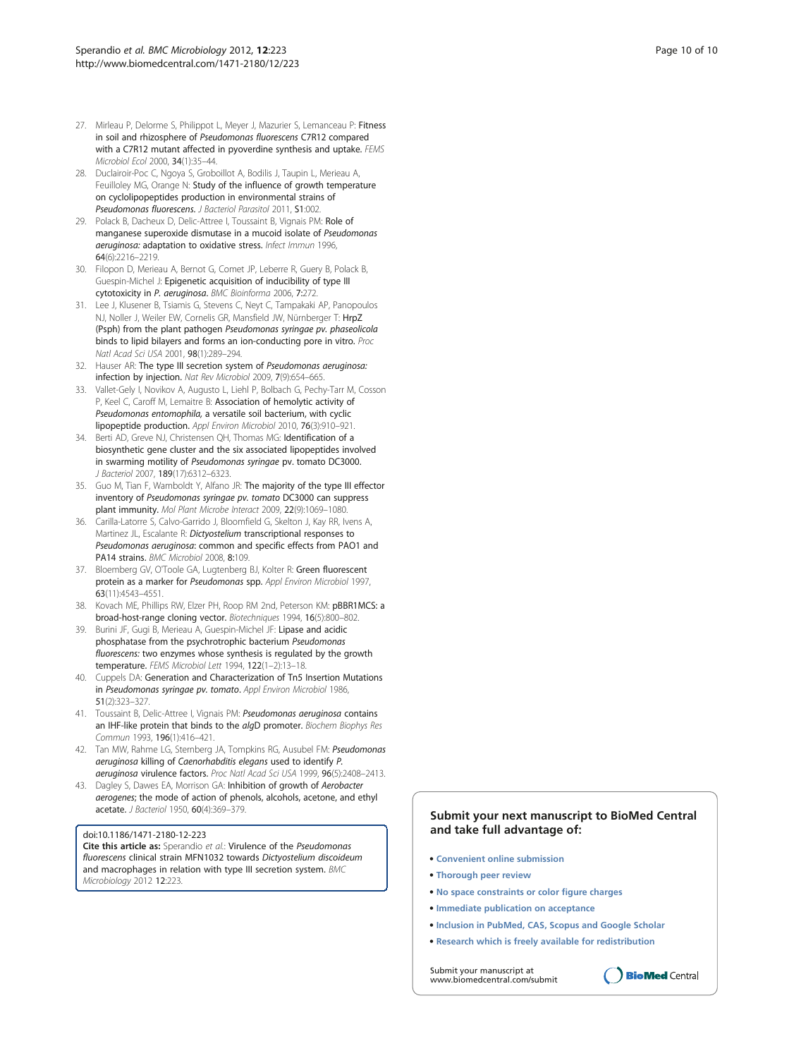27. Mirleau P, Delorme S, Philippot L, Meyer J, Mazurier S, Lemanceau P: **Fitness in soil and rhizosphere of *Pseudomonas fluorescens* C7R12 compared with a C7R12 mutant affected in pyoverdine synthesis and uptake.** *FEMS Microbiol Ecol* 2000, **34**(1):35–44.
28. Duclairoir-Poc C, Ngoya S, Groboillot A, Bodilis J, Taupin L, Merieau A, Feuilloley MG, Orange N: **Study of the influence of growth temperature on cyclolipopeptides production in environmental strains of *Pseudomonas fluorescens*.** *J Bacteriol Parasitol* 2011, **S1**:002.
29. Polack B, Dacheux D, Delic-Attree I, Toussaint B, Vignais PM: **Role of manganese superoxide dismutase in a mucoid isolate of *Pseudomonas aeruginosa:* adaptation to oxidative stress.** *Infect Immun* 1996, **64**(6):2216–2219.
30. Filopon D, Merieau A, Bernot G, Comet JP, Leberre R, Guery B, Polack B, Guespin-Michel J: **Epigenetic acquisition of inducibility of type III cytotoxicity in *P. aeruginosa*.** *BMC Bioinforma* 2006, **7**:272.
31. Lee J, Klusener B, Tsiamis G, Stevens C, Neyt C, Tampakaki AP, Panopoulos NJ, Noller J, Weiler EW, Cornelis GR, Mansfield JW, Nürnberger T: **HrpZ (Psph) from the plant pathogen *Pseudomonas syringae pv. phaseolicola* binds to lipid bilayers and forms an ion-conducting pore in vitro.** *Proc Natl Acad Sci USA* 2001, **98**(1):289–294.
32. Hauser AR: **The type III secretion system of *Pseudomonas aeruginosa:* infection by injection.** *Nat Rev Microbiol* 2009, **7**(9):654–665.
33. Vallet-Gely I, Novikov A, Augusto L, Liehl P, Bolbach G, Pechy-Tarr M, Cosson P, Keel C, Caroff M, Lemaitre B: **Association of hemolytic activity of *Pseudomonas entomophila*, a versatile soil bacterium, with cyclic lipopeptide production.** *Appl Environ Microbiol* 2010, **76**(3):910–921.
34. Berti AD, Greve NJ, Christensen QH, Thomas MG: **Identification of a biosynthetic gene cluster and the six associated lipopeptides involved in swarming motility of *Pseudomonas syringae* pv. tomato DC3000.** *J Bacteriol* 2007, **189**(17):6312–6323.
35. Guo M, Tian F, Wamboldt Y, Alfano JR: **The majority of the type III effector inventory of *Pseudomonas syringae pv. tomato* DC3000 can suppress plant immunity.** *Mol Plant Microbe Interact* 2009, **22**(9):1069–1080.
36. Carilla-Latorre S, Calvo-Garrido J, Bloomfield G, Skelton J, Kay RR, Ivens A, Martinez JL, Escalante R: ***Dictyostelium* transcriptional responses to *Pseudomonas aeruginosa*: common and specific effects from PAO1 and PA14 strains.** *BMC Microbiol* 2008, **8**:109.
37. Bloemberg GV, O'Toole GA, Lugtenberg BJ, Kolter R: **Green fluorescent protein as a marker for *Pseudomonas* spp.** *Appl Environ Microbiol* 1997, **63**(11):4543–4551.
38. Kovach ME, Phillips RW, Elzer PH, Roop RM 2nd, Peterson KM: **pBBR1MCS: a broad-host-range cloning vector.** *Biotechniques* 1994, **16**(5):800–802.
39. Burini JF, Gugi B, Merieau A, Guespin-Michel JF: **Lipase and acidic phosphatase from the psychrotrophic bacterium *Pseudomonas fluorescens:* two enzymes whose synthesis is regulated by the growth temperature.** *FEMS Microbiol Lett* 1994, **122**(1–2):13–18.
40. Cuppels DA: **Generation and Characterization of Tn5 Insertion Mutations in *Pseudomonas syringae pv. tomato*.** *Appl Environ Microbiol* 1986, **51**(2):323–327.
41. Toussaint B, Delic-Attree I, Vignais PM: ***Pseudomonas aeruginosa* contains an IHF-like protein that binds to the *alg*D promoter.** *Biochem Biophys Res Commun* 1993, **196**(1):416–421.
42. Tan MW, Rahme LG, Sternberg JA, Tompkins RG, Ausubel FM: ***Pseudomonas aeruginosa* killing of *Caenorhabditis elegans* used to identify *P. aeruginosa* virulence factors.** *Proc Natl Acad Sci USA* 1999, **96**(5):2408–2413.
43. Dagley S, Dawes EA, Morrison GA: **Inhibition of growth of *Aerobacter aerogenes*; the mode of action of phenols, alcohols, acetone, and ethyl acetate.** *J Bacteriol* 1950, **60**(4):369–379.

doi:10.1186/1471-2180-12-223

**Cite this article as:** Sperandio *et al.*: Virulence of the *Pseudomonas fluorescens* clinical strain MFN1032 towards *Dictyostelium discoideum* and macrophages in relation with type III secretion system. *BMC Microbiology* 2012 **12**:223.

**Submit your next manuscript to BioMed Central and take full advantage of:**

- **Convenient online submission**
- **Thorough peer review**
- **No space constraints or color figure charges**
- **Immediate publication on acceptance**
- **Inclusion in PubMed, CAS, Scopus and Google Scholar**
- **Research which is freely available for redistribution**

Submit your manuscript at
www.biomedcentral.com/submit

BioMed Central